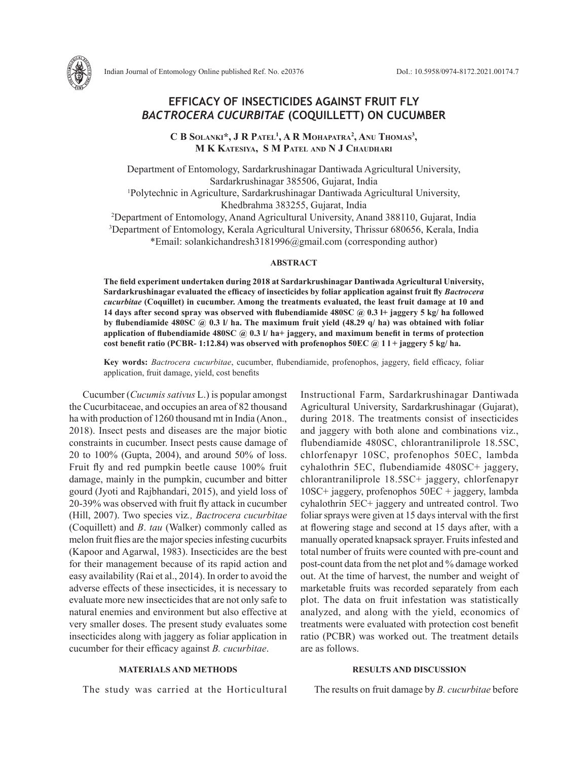# EFFICACY OF INSECTICIDES AGAINST FRUIT FLY *BACTROCERA CUCURBITAE* (COQUILLETT) ON CUCUMBER

**C B Solanki\*, J R Patel[1], A R Mohapatra[2], Anu Thomas[3], M K Katesiya, S M Patel and N J Chaudhari**

Department of Entomology, Sardarkrushinagar Dantiwada Agricultural University, Sardarkrushinagar 385506, Gujarat, India
[1]Polytechnic in Agriculture, Sardarkrushinagar Dantiwada Agricultural University, Khedbrahma 383255, Gujarat, India
[2]Department of Entomology, Anand Agricultural University, Anand 388110, Gujarat, India
[3]Department of Entomology, Kerala Agricultural University, Thrissur 680656, Kerala, India
\*Email: solankichandresh3181996@gmail.com (corresponding author)

## ABSTRACT

**The field experiment undertaken during 2018 at Sardarkrushinagar Dantiwada Agricultural University, Sardarkrushinagar evaluated the efficacy of insecticides by foliar application against fruit fly *Bactrocera cucurbitae* (Coquillet) in cucumber. Among the treatments evaluated, the least fruit damage at 10 and 14 days after second spray was observed with flubendiamide 480SC @ 0.3 l+ jaggery 5 kg/ ha followed by flubendiamide 480SC @ 0.3 l/ ha. The maximum fruit yield (48.29 q/ ha) was obtained with foliar application of flubendiamide 480SC @ 0.3 l/ ha+ jaggery, and maximum benefit in terms of protection cost benefit ratio (PCBR- 1:12.84) was observed with profenophos 50EC @ 1 l + jaggery 5 kg/ ha.**

**Key words:** *Bactrocera cucurbitae*, cucumber, flubendiamide, profenophos, jaggery, field efficacy, foliar application, fruit damage, yield, cost benefits

Cucumber (*Cucumis sativus* L.) is popular amongst the Cucurbitaceae, and occupies an area of 82 thousand ha with production of 1260 thousand mt in India (Anon., 2018). Insect pests and diseases are the major biotic constraints in cucumber. Insect pests cause damage of 20 to 100% (Gupta, 2004), and around 50% of loss. Fruit fly and red pumpkin beetle cause 100% fruit damage, mainly in the pumpkin, cucumber and bitter gourd (Jyoti and Rajbhandari, 2015), and yield loss of 20-39% was observed with fruit fly attack in cucumber (Hill, 2007). Two species viz*.*, *Bactrocera cucurbitae* (Coquillett) and *B*. *tau* (Walker) commonly called as melon fruit flies are the major species infesting cucurbits (Kapoor and Agarwal, 1983). Insecticides are the best for their management because of its rapid action and easy availability (Rai et al., 2014). In order to avoid the adverse effects of these insecticides, it is necessary to evaluate more new insecticides that are not only safe to natural enemies and environment but also effective at very smaller doses. The present study evaluates some insecticides along with jaggery as foliar application in cucumber for their efficacy against *B. cucurbitae*.

## MATERIALS AND METHODS

The study was carried at the Horticultural Instructional Farm, Sardarkrushinagar Dantiwada Agricultural University, Sardarkrushinagar (Gujarat), during 2018. The treatments consist of insecticides and jaggery with both alone and combinations viz., flubendiamide 480SC, chlorantraniliprole 18.5SC, chlorfenapyr 10SC, profenophos 50EC, lambda cyhalothrin 5EC, flubendiamide 480SC+ jaggery, chlorantraniliprole 18.5SC+ jaggery, chlorfenapyr 10SC+ jaggery, profenophos 50EC + jaggery, lambda cyhalothrin 5EC+ jaggery and untreated control. Two foliar sprays were given at 15 days interval with the first at flowering stage and second at 15 days after, with a manually operated knapsack sprayer. Fruits infested and total number of fruits were counted with pre-count and post-count data from the net plot and % damage worked out. At the time of harvest, the number and weight of marketable fruits was recorded separately from each plot. The data on fruit infestation was statistically analyzed, and along with the yield, economics of treatments were evaluated with protection cost benefit ratio (PCBR) was worked out. The treatment details are as follows.

## RESULTS AND DISCUSSION

The results on fruit damage by *B. cucurbitae* before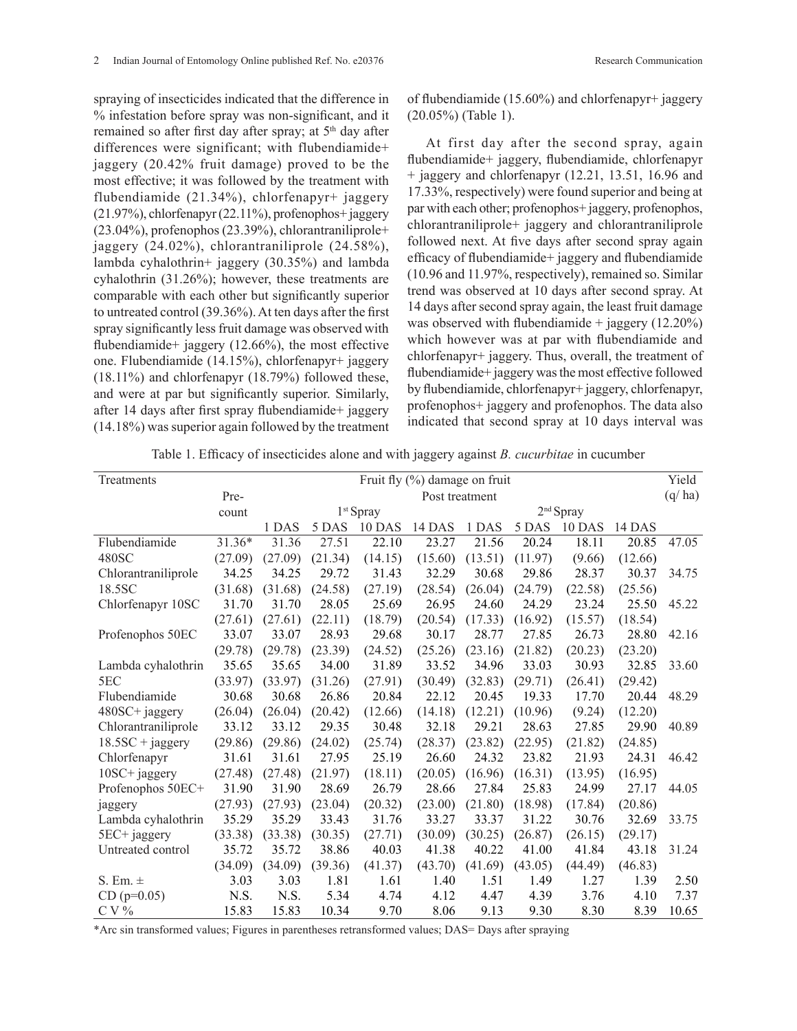spraying of insecticides indicated that the difference in % infestation before spray was non-significant, and it remained so after first day after spray; at 5[th] day after differences were significant; with flubendiamide+ jaggery (20.42% fruit damage) proved to be the most effective; it was followed by the treatment with flubendiamide (21.34%), chlorfenapyr+ jaggery (21.97%), chlorfenapyr (22.11%), profenophos+ jaggery (23.04%), profenophos (23.39%), chlorantraniliprole+ jaggery (24.02%), chlorantraniliprole (24.58%), lambda cyhalothrin+ jaggery (30.35%) and lambda cyhalothrin (31.26%); however, these treatments are comparable with each other but significantly superior to untreated control (39.36%). At ten days after the first spray significantly less fruit damage was observed with flubendiamide+ jaggery (12.66%), the most effective one. Flubendiamide (14.15%), chlorfenapyr+ jaggery (18.11%) and chlorfenapyr (18.79%) followed these, and were at par but significantly superior. Similarly, after 14 days after first spray flubendiamide+ jaggery (14.18%) was superior again followed by the treatment of flubendiamide (15.60%) and chlorfenapyr+ jaggery (20.05%) (Table 1).

At first day after the second spray, again flubendiamide+ jaggery, flubendiamide, chlorfenapyr + jaggery and chlorfenapyr (12.21, 13.51, 16.96 and 17.33%, respectively) were found superior and being at par with each other; profenophos+ jaggery, profenophos, chlorantraniliprole+ jaggery and chlorantraniliprole followed next. At five days after second spray again efficacy of flubendiamide+ jaggery and flubendiamide (10.96 and 11.97%, respectively), remained so. Similar trend was observed at 10 days after second spray. At 14 days after second spray again, the least fruit damage was observed with flubendiamide + jaggery (12.20%) which however was at par with flubendiamide and chlorfenapyr+ jaggery. Thus, overall, the treatment of flubendiamide+ jaggery was the most effective followed by flubendiamide, chlorfenapyr+ jaggery, chlorfenapyr, profenophos+ jaggery and profenophos. The data also indicated that second spray at 10 days interval was

Table 1. Efficacy of insecticides alone and with jaggery against *B. cucurbitae* in cucumber

| Treatments | Fruit fly (%) damage on fruit | | | | | | | | | Yield (q/ ha) |
|---|---|---|---|---|---|---|---|---|---|---|
| | Pre-count | Post treatment | | | | | | | | |
| | | 1[st] Spray | | | | 2[nd] Spray | | | | |
| | | 1 DAS | 5 DAS | 10 DAS | 14 DAS | 1 DAS | 5 DAS | 10 DAS | 14 DAS | |
| Flubendiamide 480SC | 31.36* (27.09) | 31.36 (27.09) | 27.51 (21.34) | 22.10 (14.15) | 23.27 (15.60) | 21.56 (13.51) | 20.24 (11.97) | 18.11 (9.66) | 20.85 (12.66) | 47.05 |
| Chlorantraniliprole 18.5SC | 34.25 (31.68) | 34.25 (31.68) | 29.72 (24.58) | 31.43 (27.19) | 32.29 (28.54) | 30.68 (26.04) | 29.86 (24.79) | 28.37 (22.58) | 30.37 (25.56) | 34.75 |
| Chlorfenapyr 10SC | 31.70 (27.61) | 31.70 (27.61) | 28.05 (22.11) | 25.69 (18.79) | 26.95 (20.54) | 24.60 (17.33) | 24.29 (16.92) | 23.24 (15.57) | 25.50 (18.54) | 45.22 |
| Profenophos 50EC | 33.07 (29.78) | 33.07 (29.78) | 28.93 (23.39) | 29.68 (24.52) | 30.17 (25.26) | 28.77 (23.16) | 27.85 (21.82) | 26.73 (20.23) | 28.80 (23.20) | 42.16 |
| Lambda cyhalothrin 5EC | 35.65 (33.97) | 35.65 (33.97) | 34.00 (31.26) | 31.89 (27.91) | 33.52 (30.49) | 34.96 (32.83) | 33.03 (29.71) | 30.93 (26.41) | 32.85 (29.42) | 33.60 |
| Flubendiamide 480SC+ jaggery | 30.68 (26.04) | 30.68 (26.04) | 26.86 (20.42) | 20.84 (12.66) | 22.12 (14.18) | 20.45 (12.21) | 19.33 (10.96) | 17.70 (9.24) | 20.44 (12.20) | 48.29 |
| Chlorantraniliprole 18.5SC + jaggery | 33.12 (29.86) | 33.12 (29.86) | 29.35 (24.02) | 30.48 (25.74) | 32.18 (28.37) | 29.21 (23.82) | 28.63 (22.95) | 27.85 (21.82) | 29.90 (24.85) | 40.89 |
| Chlorfenapyr 10SC+ jaggery | 31.61 (27.48) | 31.61 (27.48) | 27.95 (21.97) | 25.19 (18.11) | 26.60 (20.05) | 24.32 (16.96) | 23.82 (16.31) | 21.93 (13.95) | 24.31 (16.95) | 46.42 |
| Profenophos 50EC+ jaggery | 31.90 (27.93) | 31.90 (27.93) | 28.69 (23.04) | 26.79 (20.32) | 28.66 (23.00) | 27.84 (21.80) | 25.83 (18.98) | 24.99 (17.84) | 27.17 (20.86) | 44.05 |
| Lambda cyhalothrin 5EC+ jaggery | 35.29 (33.38) | 35.29 (33.38) | 33.43 (30.35) | 31.76 (27.71) | 33.27 (30.09) | 33.37 (30.25) | 31.22 (26.87) | 30.76 (26.15) | 32.69 (29.17) | 33.75 |
| Untreated control | 35.72 (34.09) | 35.72 (34.09) | 38.86 (39.36) | 40.03 (41.37) | 41.38 (43.70) | 40.22 (41.69) | 41.00 (43.05) | 41.84 (44.49) | 43.18 (46.83) | 31.24 |
| S. Em. ± | 3.03 | 3.03 | 1.81 | 1.61 | 1.40 | 1.51 | 1.49 | 1.27 | 1.39 | 2.50 |
| CD (p=0.05) | N.S. | N.S. | 5.34 | 4.74 | 4.12 | 4.47 | 4.39 | 3.76 | 4.10 | 7.37 |
| C V % | 15.83 | 15.83 | 10.34 | 9.70 | 8.06 | 9.13 | 9.30 | 8.30 | 8.39 | 10.65 |

*Arc sin transformed values; Figures in parentheses retransformed values; DAS= Days after spraying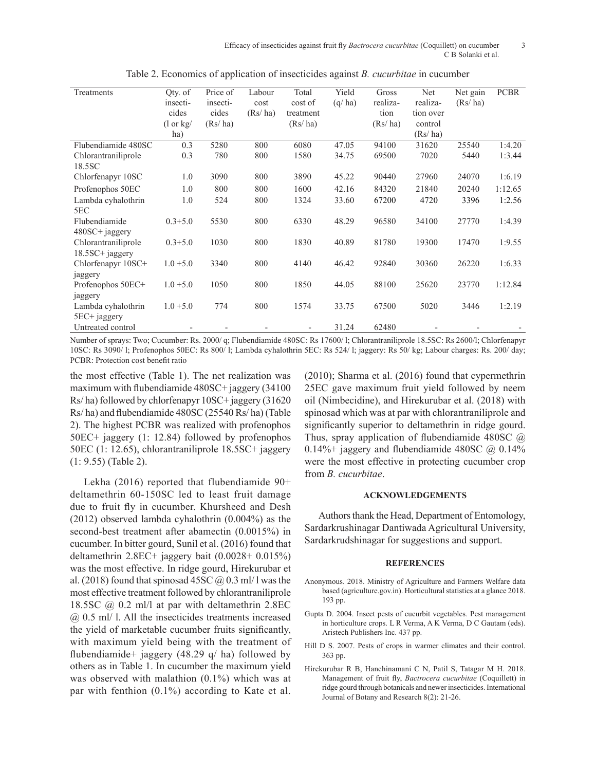Table 2. Economics of application of insecticides against *B. cucurbitae* in cucumber

| Treatments | Qty. of insecticides (l or kg/ ha) | Price of insecticides (Rs/ ha) | Labour cost (Rs/ ha) | Total cost of treatment (Rs/ ha) | Yield (q/ ha) | Gross realization (Rs/ ha) | Net realization over control (Rs/ ha) | Net gain (Rs/ ha) | PCBR |
|---|---|---|---|---|---|---|---|---|---|
| Flubendiamide 480SC | 0.3 | 5280 | 800 | 6080 | 47.05 | 94100 | 31620 | 25540 | 1:4.20 |
| Chlorantraniliprole 18.5SC | 0.3 | 780 | 800 | 1580 | 34.75 | 69500 | 7020 | 5440 | 1:3.44 |
| Chlorfenapyr 10SC | 1.0 | 3090 | 800 | 3890 | 45.22 | 90440 | 27960 | 24070 | 1:6.19 |
| Profenophos 50EC | 1.0 | 800 | 800 | 1600 | 42.16 | 84320 | 21840 | 20240 | 1:12.65 |
| Lambda cyhalothrin 5EC | 1.0 | 524 | 800 | 1324 | 33.60 | 67200 | 4720 | 3396 | 1:2.56 |
| Flubendiamide 480SC+ jaggery | 0.3+5.0 | 5530 | 800 | 6330 | 48.29 | 96580 | 34100 | 27770 | 1:4.39 |
| Chlorantraniliprole 18.5SC+ jaggery | 0.3+5.0 | 1030 | 800 | 1830 | 40.89 | 81780 | 19300 | 17470 | 1:9.55 |
| Chlorfenapyr 10SC+ jaggery | 1.0 +5.0 | 3340 | 800 | 4140 | 46.42 | 92840 | 30360 | 26220 | 1:6.33 |
| Profenophos 50EC+ jaggery | 1.0 +5.0 | 1050 | 800 | 1850 | 44.05 | 88100 | 25620 | 23770 | 1:12.84 |
| Lambda cyhalothrin 5EC+ jaggery | 1.0 +5.0 | 774 | 800 | 1574 | 33.75 | 67500 | 5020 | 3446 | 1:2.19 |
| Untreated control | - | - | - | - | 31.24 | 62480 | - | - | - |

Number of sprays: Two; Cucumber: Rs. 2000/ q; Flubendiamide 480SC: Rs 17600/ l; Chlorantraniliprole 18.5SC: Rs 2600/l; Chlorfenapyr 10SC: Rs 3090/ l; Profenophos 50EC: Rs 800/ l; Lambda cyhalothrin 5EC: Rs 524/ l; jaggery: Rs 50/ kg; Labour charges: Rs. 200/ day; PCBR: Protection cost benefit ratio

the most effective (Table 1). The net realization was maximum with flubendiamide 480SC+ jaggery (34100 Rs/ ha) followed by chlorfenapyr 10SC+ jaggery (31620 Rs/ ha) and flubendiamide 480SC (25540 Rs/ ha) (Table 2). The highest PCBR was realized with profenophos 50EC+ jaggery (1: 12.84) followed by profenophos 50EC (1: 12.65), chlorantraniliprole 18.5SC+ jaggery (1: 9.55) (Table 2).

Lekha (2016) reported that flubendiamide 90+ deltamethrin 60-150SC led to least fruit damage due to fruit fly in cucumber. Khursheed and Desh (2012) observed lambda cyhalothrin (0.004%) as the second-best treatment after abamectin (0.0015%) in cucumber. In bitter gourd, Sunil et al. (2016) found that deltamethrin 2.8EC+ jaggery bait (0.0028+ 0.015%) was the most effective. In ridge gourd, Hirekurubar et al. (2018) found that spinosad 45SC @ 0.3 ml/ l was the most effective treatment followed by chlorantraniliprole 18.5SC @ 0.2 ml/l at par with deltamethrin 2.8EC @ 0.5 ml/ l. All the insecticides treatments increased the yield of marketable cucumber fruits significantly, with maximum yield being with the treatment of flubendiamide+ jaggery (48.29 q/ ha) followed by others as in Table 1. In cucumber the maximum yield was observed with malathion (0.1%) which was at par with fenthion (0.1%) according to Kate et al. (2010); Sharma et al. (2016) found that cypermethrin 25EC gave maximum fruit yield followed by neem oil (Nimbecidine), and Hirekurubar et al. (2018) with spinosad which was at par with chlorantraniliprole and significantly superior to deltamethrin in ridge gourd. Thus, spray application of flubendiamide 480SC @ 0.14%+ jaggery and flubendiamide 480SC @ 0.14% were the most effective in protecting cucumber crop from *B. cucurbitae*.

## ACKNOWLEDGEMENTS

Authors thank the Head, Department of Entomology, Sardarkrushinagar Dantiwada Agricultural University, Sardarkrudshinagar for suggestions and support.

## REFERENCES

Anonymous. 2018. Ministry of Agriculture and Farmers Welfare data based (agriculture.gov.in). Horticultural statistics at a glance 2018. 193 pp.

Gupta D. 2004. Insect pests of cucurbit vegetables. Pest management in horticulture crops. L R Verma, A K Verma, D C Gautam (eds). Aristech Publishers Inc. 437 pp.

Hill D S. 2007. Pests of crops in warmer climates and their control. 363 pp.

Hirekurubar R B, Hanchinamani C N, Patil S, Tatagar M H. 2018. Management of fruit fly, *Bactrocera cucurbitae* (Coquillett) in ridge gourd through botanicals and newer insecticides. International Journal of Botany and Research 8(2): 21-26.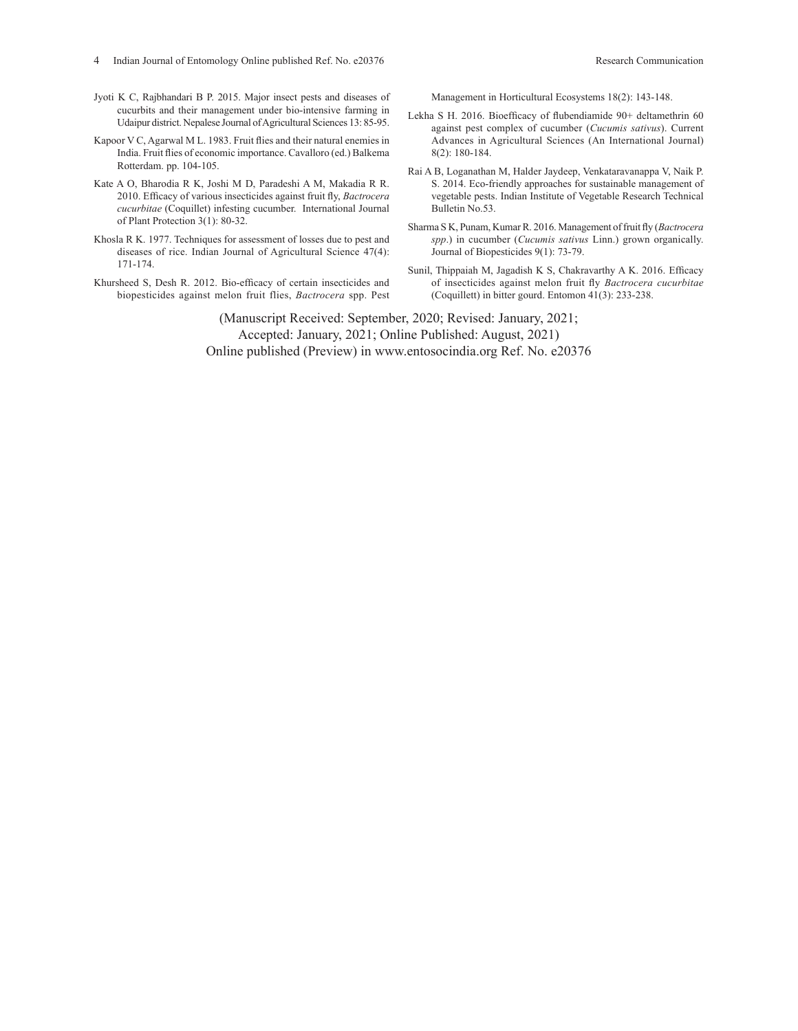Jyoti K C, Rajbhandari B P. 2015. Major insect pests and diseases of cucurbits and their management under bio-intensive farming in Udaipur district. Nepalese Journal of Agricultural Sciences 13: 85-95.

Kapoor V C, Agarwal M L. 1983. Fruit flies and their natural enemies in India. Fruit flies of economic importance. Cavalloro (ed.) Balkema Rotterdam. pp. 104-105.

Kate A O, Bharodia R K, Joshi M D, Paradeshi A M, Makadia R R. 2010. Efficacy of various insecticides against fruit fly, *Bactrocera cucurbitae* (Coquillet) infesting cucumber. International Journal of Plant Protection 3(1): 80-32.

Khosla R K. 1977. Techniques for assessment of losses due to pest and diseases of rice. Indian Journal of Agricultural Science 47(4): 171-174.

Khursheed S, Desh R. 2012. Bio-efficacy of certain insecticides and biopesticides against melon fruit flies, *Bactrocera* spp. Pest Management in Horticultural Ecosystems 18(2): 143-148.

Lekha S H. 2016. Bioefficacy of flubendiamide 90+ deltamethrin 60 against pest complex of cucumber (*Cucumis sativus*). Current Advances in Agricultural Sciences (An International Journal) 8(2): 180-184.

Rai A B, Loganathan M, Halder Jaydeep, Venkataravanappa V, Naik P. S. 2014. Eco-friendly approaches for sustainable management of vegetable pests. Indian Institute of Vegetable Research Technical Bulletin No.53.

Sharma S K, Punam, Kumar R. 2016. Management of fruit fly (*Bactrocera spp*.) in cucumber (*Cucumis sativus* Linn.) grown organically. Journal of Biopesticides 9(1): 73-79.

Sunil, Thippaiah M, Jagadish K S, Chakravarthy A K. 2016. Efficacy of insecticides against melon fruit fly *Bactrocera cucurbitae* (Coquillett) in bitter gourd. Entomon 41(3): 233-238.

(Manuscript Received: September, 2020; Revised: January, 2021; Accepted: January, 2021; Online Published: August, 2021)
Online published (Preview) in www.entosocindia.org Ref. No. e20376